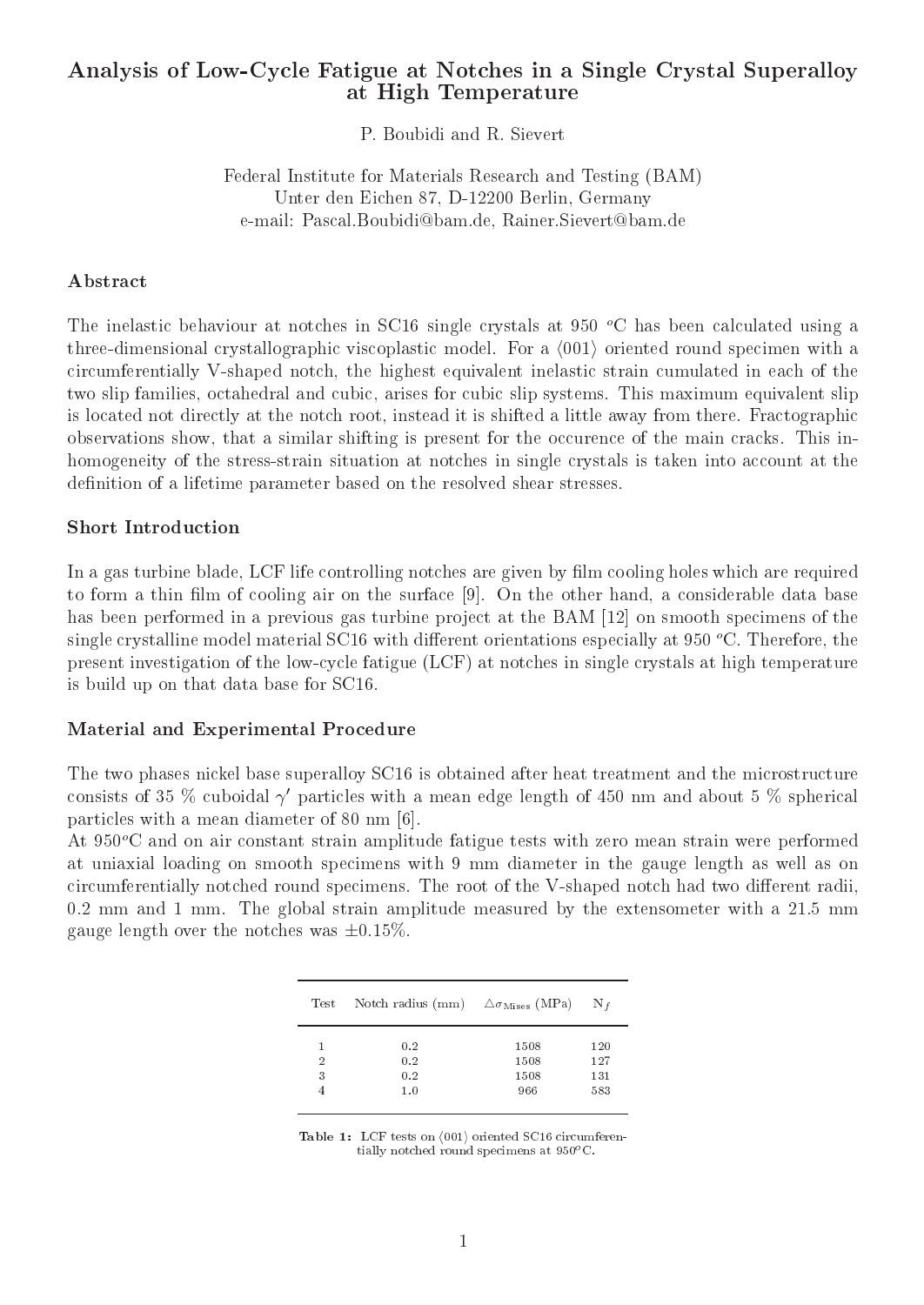# Analysis of Low-Cycle Fatigue at Notches in a Single Crystal Superalloy at High Temperature

P. Boubidi and R. Sievert

Federal Institute for Materials Research and Testing (BAM)
Unter den Eichen 87, D-12200 Berlin, Germany
e-mail: Pascal.Boubidi@bam.de, Rainer.Sievert@bam.de

## Abstract

The inelastic behaviour at notches in SC16 single crystals at 950 $^o$C has been calculated using a three-dimensional crystallographic viscoplastic model. For a $\langle 001 \rangle$ oriented round specimen with a circumferentially V-shaped notch, the highest equivalent inelastic strain cumulated in each of the two slip families, octahedral and cubic, arises for cubic slip systems. This maximum equivalent slip is located not directly at the notch root, instead it is shifted a little away from there. Fractographic observations show, that a similar shifting is present for the occurence of the main cracks. This inhomogeneity of the stress-strain situation at notches in single crystals is taken into account at the definition of a lifetime parameter based on the resolved shear stresses.

## Short Introduction

In a gas turbine blade, LCF life controlling notches are given by film cooling holes which are required to form a thin film of cooling air on the surface [9]. On the other hand, a considerable data base has been performed in a previous gas turbine project at the BAM [12] on smooth specimens of the single crystalline model material SC16 with different orientations especially at 950 $^o$C. Therefore, the present investigation of the low-cycle fatigue (LCF) at notches in single crystals at high temperature is build up on that data base for SC16.

## Material and Experimental Procedure

The two phases nickel base superalloy SC16 is obtained after heat treatment and the microstructure consists of 35 % cuboidal $\gamma'$ particles with a mean edge length of 450 nm and about 5 % spherical particles with a mean diameter of 80 nm [6].

At 950$^o$C and on air constant strain amplitude fatigue tests with zero mean strain were performed at uniaxial loading on smooth specimens with 9 mm diameter in the gauge length as well as on circumferentially notched round specimens. The root of the V-shaped notch had two different radii, 0.2 mm and 1 mm. The global strain amplitude measured by the extensometer with a 21.5 mm gauge length over the notches was $\pm$0.15%.

| Test | Notch radius (mm) | $\triangle\sigma_{\text{Mises}}$ (MPa) | $N_f$ |
|---|---|---|---|
| 1 | 0.2 | 1508 | 120 |
| 2 | 0.2 | 1508 | 127 |
| 3 | 0.2 | 1508 | 131 |
| 4 | 1.0 | 966 | 583 |

**Table 1:** LCF tests on $\langle 001 \rangle$ oriented SC16 circumferentially notched round specimens at 950$^o$C.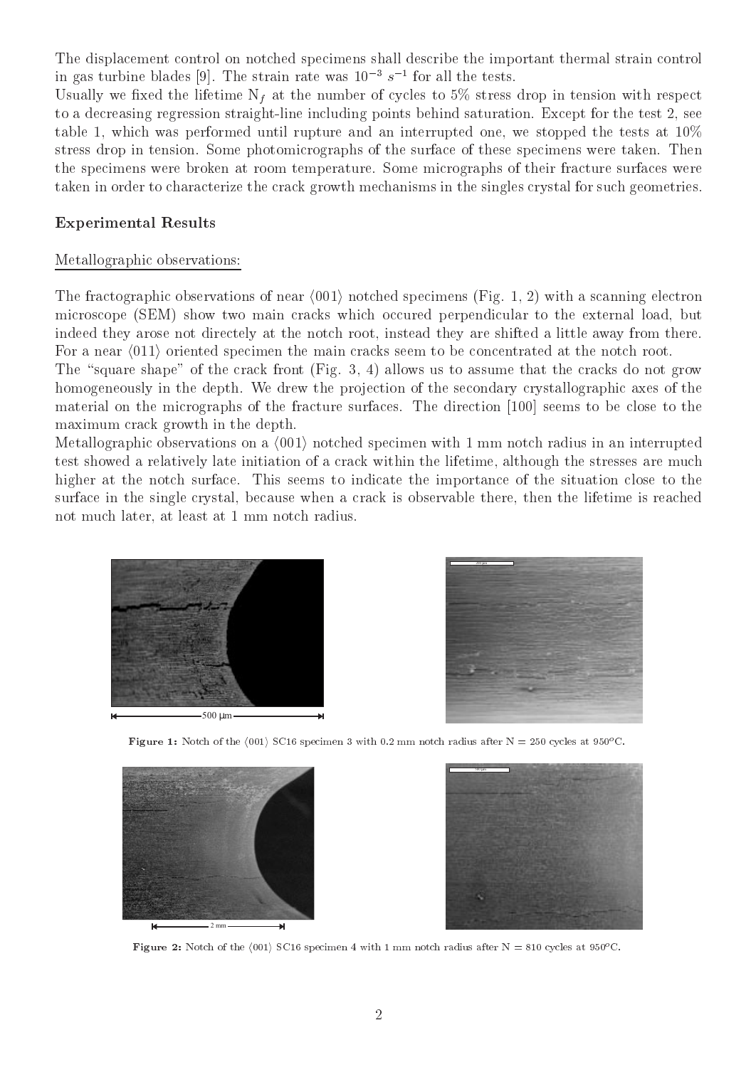The displacement control on notched specimens shall describe the important thermal strain control in gas turbine blades [9]. The strain rate was $10^{-3}$ $s^{-1}$ for all the tests.

Usually we fixed the lifetime $N_f$ at the number of cycles to 5% stress drop in tension with respect to a decreasing regression straight-line including points behind saturation. Except for the test 2, see table 1, which was performed until rupture and an interrupted one, we stopped the tests at 10% stress drop in tension. Some photomicrographs of the surface of these specimens were taken. Then the specimens were broken at room temperature. Some micrographs of their fracture surfaces were taken in order to characterize the crack growth mechanisms in the singles crystal for such geometries.

## Experimental Results

### Metallographic observations:

The fractographic observations of near ⟨001⟩ notched specimens (Fig. 1, 2) with a scanning electron microscope (SEM) show two main cracks which occured perpendicular to the external load, but indeed they arose not directely at the notch root, instead they are shifted a little away from there. For a near ⟨011⟩ oriented specimen the main cracks seem to be concentrated at the notch root.

The "square shape" of the crack front (Fig. 3, 4) allows us to assume that the cracks do not grow homogeneously in the depth. We drew the projection of the secondary crystallographic axes of the material on the micrographs of the fracture surfaces. The direction [100] seems to be close to the maximum crack growth in the depth.

Metallographic observations on a ⟨001⟩ notched specimen with 1 mm notch radius in an interrupted test showed a relatively late initiation of a crack within the lifetime, although the stresses are much higher at the notch surface. This seems to indicate the importance of the situation close to the surface in the single crystal, because when a crack is observable there, then the lifetime is reached not much later, at least at 1 mm notch radius.

**Figure 1:** Notch of the ⟨001⟩ SC16 specimen 3 with 0.2 mm notch radius after N = 250 cycles at 950°C.

**Figure 2:** Notch of the ⟨001⟩ SC16 specimen 4 with 1 mm notch radius after N = 810 cycles at 950°C.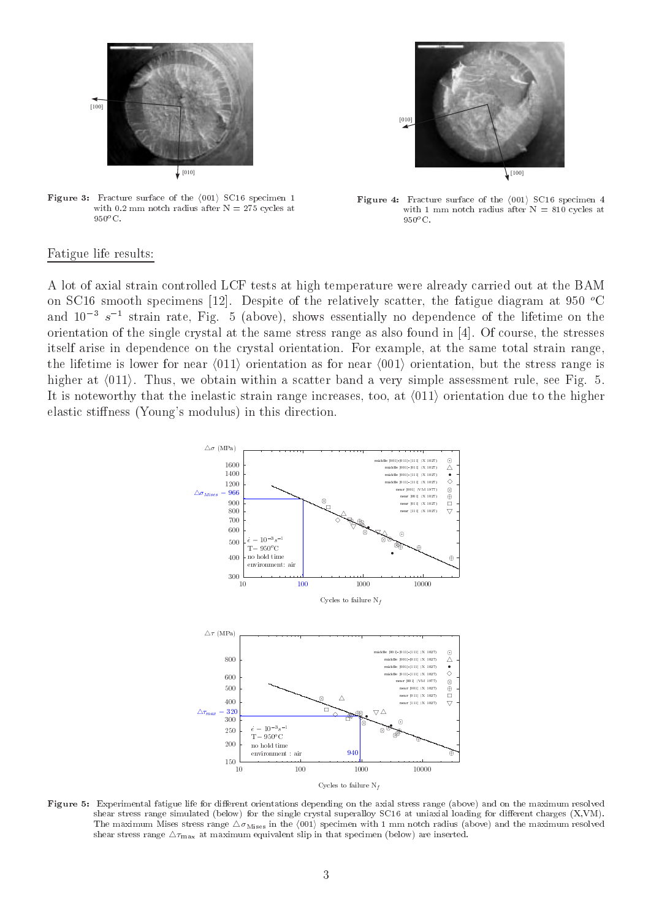**Figure 3:** Fracture surface of the $\langle 001 \rangle$ SC16 specimen 1 with 0.2 mm notch radius after N = 275 cycles at 950$^o$C.

**Figure 4:** Fracture surface of the $\langle 001 \rangle$ SC16 specimen 4 with 1 mm notch radius after N = 810 cycles at 950$^o$C.

## Fatigue life results:

A lot of axial strain controlled LCF tests at high temperature were already carried out at the BAM on SC16 smooth specimens [12]. Despite of the relatively scatter, the fatigue diagram at 950 $^o$C and $10^{-3}$ $s^{-1}$ strain rate, Fig. 5 (above), shows essentially no dependence of the lifetime on the orientation of the single crystal at the same stress range as also found in [4]. Of course, the stresses itself arise in dependence on the crystal orientation. For example, at the same total strain range, the lifetime is lower for near $\langle 011 \rangle$ orientation as for near $\langle 001 \rangle$ orientation, but the stress range is higher at $\langle 011 \rangle$. Thus, we obtain within a scatter band a very simple assessment rule, see Fig. 5. It is noteworthy that the inelastic strain range increases, too, at $\langle 011 \rangle$ orientation due to the higher elastic stiffness (Young's modulus) in this direction.

**Figure 5:** Experimental fatigue life for different orientations depending on the axial stress range (above) and on the maximum resolved shear stress range simulated (below) for the single crystal superalloy SC16 at uniaxial loading for different charges (X,VM). The maximum Mises stress range $\triangle\sigma_{\text{Mises}}$ in the $\langle 001 \rangle$ specimen with 1 mm notch radius (above) and the maximum resolved shear stress range $\triangle\tau_{\max}$ at maximum equivalent slip in that specimen (below) are inserted.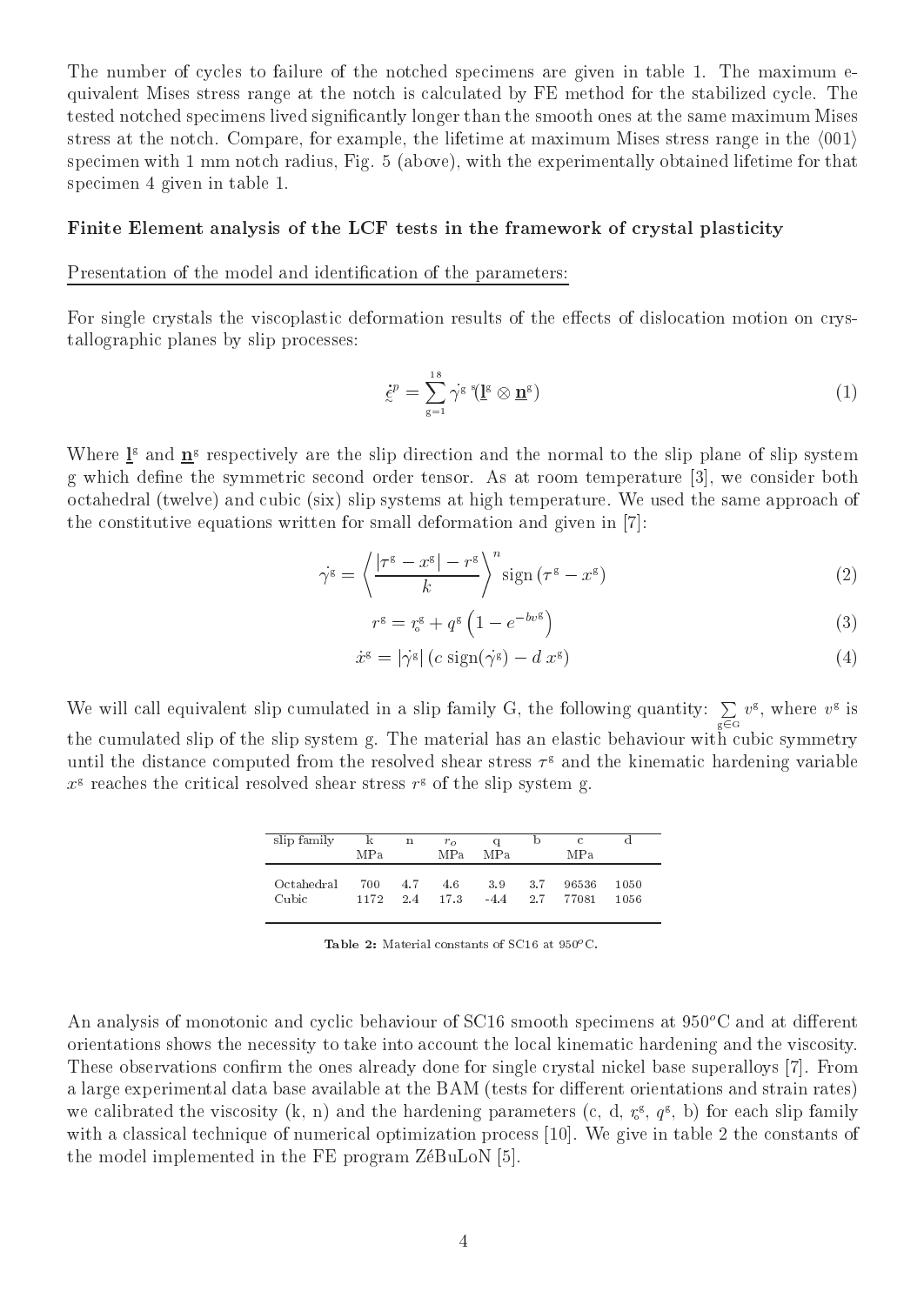The number of cycles to failure of the notched specimens are given in table 1. The maximum equivalent Mises stress range at the notch is calculated by FE method for the stabilized cycle. The tested notched specimens lived significantly longer than the smooth ones at the same maximum Mises stress at the notch. Compare, for example, the lifetime at maximum Mises stress range in the $\langle 001 \rangle$ specimen with 1 mm notch radius, Fig. 5 (above), with the experimentally obtained lifetime for that specimen 4 given in table 1.

### Finite Element analysis of the LCF tests in the framework of crystal plasticity

#### Presentation of the model and identification of the parameters:

For single crystals the viscoplastic deformation results of the effects of dislocation motion on crystallographic planes by slip processes:

$$\dot{\underset{\sim}{\varepsilon}}^p = \sum_{g=1}^{18} \dot{\gamma}^g \, {}^s(\underline{\mathbf{l}}^g \otimes \underline{\mathbf{n}}^g) \tag{1}$$

Where $\underline{\mathbf{l}}^g$ and $\underline{\mathbf{n}}^g$ respectively are the slip direction and the normal to the slip plane of slip system g which define the symmetric second order tensor. As at room temperature [3], we consider both octahedral (twelve) and cubic (six) slip systems at high temperature. We used the same approach of the constitutive equations written for small deformation and given in [7]:

$$\dot{\gamma}^g = \left\langle \frac{|\tau^g - x^g| - r^g}{k} \right\rangle^n \operatorname{sign}(\tau^g - x^g) \tag{2}$$

$$r^g = r_o^g + q^g \left(1 - e^{-bv^g}\right) \tag{3}$$

$$\dot{x}^g = |\dot{\gamma}^g| \left(c \operatorname{sign}(\dot{\gamma}^g) - d\, x^g\right) \tag{4}$$

We will call equivalent slip cumulated in a slip family G, the following quantity: $\sum_{g \in G} v^g$, where $v^g$ is the cumulated slip of the slip system g. The material has an elastic behaviour with cubic symmetry until the distance computed from the resolved shear stress $\tau^g$ and the kinematic hardening variable $x^g$ reaches the critical resolved shear stress $r^g$ of the slip system g.

| slip family | k MPa | n | $r_o$ MPa | q MPa | b | c MPa | d |
|---|---|---|---|---|---|---|---|
| Octahedral | 700 | 4.7 | 4.6 | 3.9 | 3.7 | 96536 | 1050 |
| Cubic | 1172 | 2.4 | 17.3 | -4.4 | 2.7 | 77081 | 1056 |

**Table 2:** Material constants of SC16 at 950$^o$C.

An analysis of monotonic and cyclic behaviour of SC16 smooth specimens at 950$^o$C and at different orientations shows the necessity to take into account the local kinematic hardening and the viscosity. These observations confirm the ones already done for single crystal nickel base superalloys [7]. From a large experimental data base available at the BAM (tests for different orientations and strain rates) we calibrated the viscosity (k, n) and the hardening parameters (c, d, $r_o^g$, $q^g$, b) for each slip family with a classical technique of numerical optimization process [10]. We give in table 2 the constants of the model implemented in the FE program ZéBuLoN [5].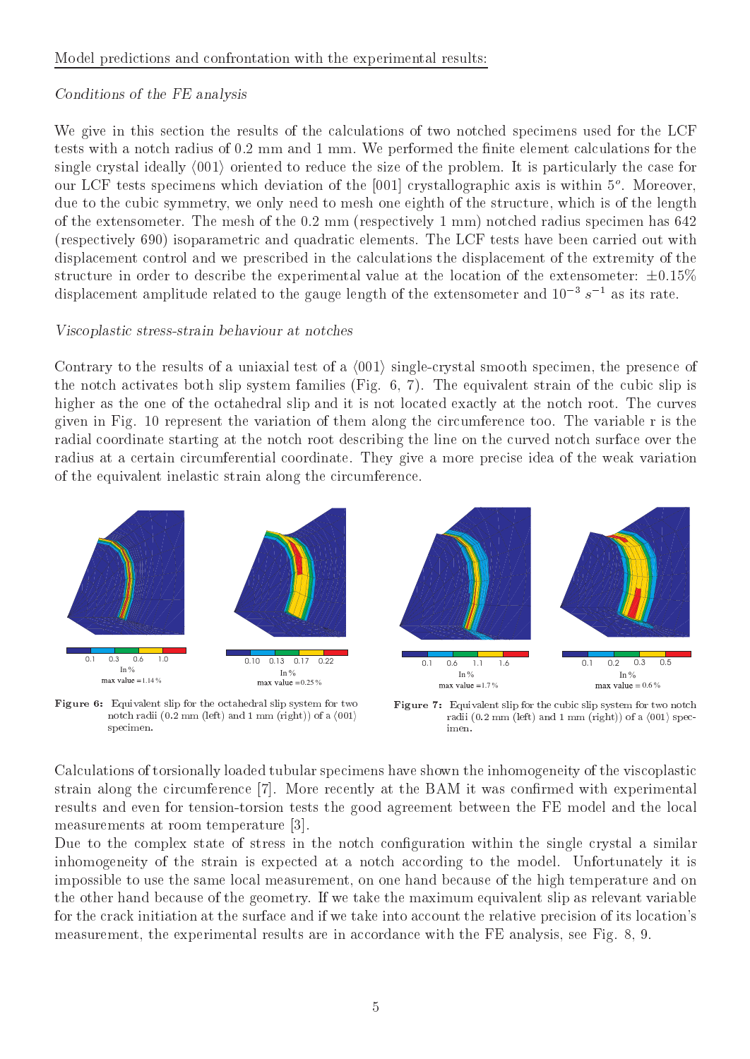Model predictions and confrontation with the experimental results:

*Conditions of the FE analysis*

We give in this section the results of the calculations of two notched specimens used for the LCF tests with a notch radius of 0.2 mm and 1 mm. We performed the finite element calculations for the single crystal ideally $\langle 001 \rangle$ oriented to reduce the size of the problem. It is particularly the case for our LCF tests specimens which deviation of the [001] crystallographic axis is within $5^o$. Moreover, due to the cubic symmetry, we only need to mesh one eighth of the structure, which is of the length of the extensometer. The mesh of the 0.2 mm (respectively 1 mm) notched radius specimen has 642 (respectively 690) isoparametric and quadratic elements. The LCF tests have been carried out with displacement control and we prescribed in the calculations the displacement of the extremity of the structure in order to describe the experimental value at the location of the extensometer: $\pm 0.15\%$ displacement amplitude related to the gauge length of the extensometer and $10^{-3}\ s^{-1}$ as its rate.

*Viscoplastic stress-strain behaviour at notches*

Contrary to the results of a uniaxial test of a $\langle 001 \rangle$ single-crystal smooth specimen, the presence of the notch activates both slip system families (Fig. 6, 7). The equivalent strain of the cubic slip is higher as the one of the octahedral slip and it is not located exactly at the notch root. The curves given in Fig. 10 represent the variation of them along the circumference too. The variable r is the radial coordinate starting at the notch root describing the line on the curved notch surface over the radius at a certain circumferential coordinate. They give a more precise idea of the weak variation of the equivalent inelastic strain along the circumference.

Figure 6: Equivalent slip for the octahedral slip system for two notch radii (0.2 mm (left) and 1 mm (right)) of a $\langle 001 \rangle$ specimen.

Figure 7: Equivalent slip for the cubic slip system for two notch radii (0.2 mm (left) and 1 mm (right)) of a $\langle 001 \rangle$ specimen.

Calculations of torsionally loaded tubular specimens have shown the inhomogeneity of the viscoplastic strain along the circumference [7]. More recently at the BAM it was confirmed with experimental results and even for tension-torsion tests the good agreement between the FE model and the local measurements at room temperature [3].

Due to the complex state of stress in the notch configuration within the single crystal a similar inhomogeneity of the strain is expected at a notch according to the model. Unfortunately it is impossible to use the same local measurement, on one hand because of the high temperature and on the other hand because of the geometry. If we take the maximum equivalent slip as relevant variable for the crack initiation at the surface and if we take into account the relative precision of its location's measurement, the experimental results are in accordance with the FE analysis, see Fig. 8, 9.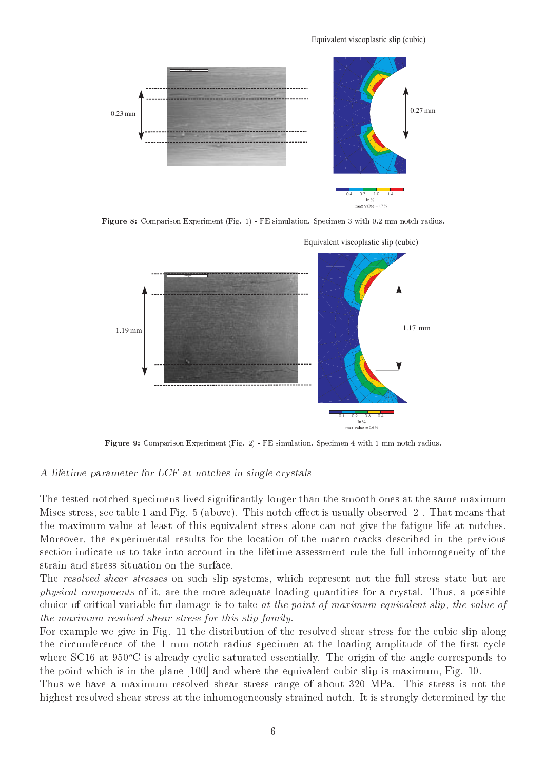**Figure 8:** Comparison Experiment (Fig. 1) - FE simulation. Specimen 3 with 0.2 mm notch radius.

**Figure 9:** Comparison Experiment (Fig. 2) - FE simulation. Specimen 4 with 1 mm notch radius.

*A lifetime parameter for LCF at notches in single crystals*

The tested notched specimens lived significantly longer than the smooth ones at the same maximum Mises stress, see table 1 and Fig. 5 (above). This notch effect is usually observed [2]. That means that the maximum value at least of this equivalent stress alone can not give the fatigue life at notches. Moreover, the experimental results for the location of the macro-cracks described in the previous section indicate us to take into account in the lifetime assessment rule the full inhomogeneity of the strain and stress situation on the surface.

The *resolved shear stresses* on such slip systems, which represent not the full stress state but are *physical components* of it, are the more adequate loading quantities for a crystal. Thus, a possible choice of critical variable for damage is to take *at the point of maximum equivalent slip, the value of the maximum resolved shear stress for this slip family.*

For example we give in Fig. 11 the distribution of the resolved shear stress for the cubic slip along the circumference of the 1 mm notch radius specimen at the loading amplitude of the first cycle where SC16 at 950$^o$C is already cyclic saturated essentially. The origin of the angle corresponds to the point which is in the plane [100] and where the equivalent cubic slip is maximum, Fig. 10.

Thus we have a maximum resolved shear stress range of about 320 MPa. This stress is not the highest resolved shear stress at the inhomogeneously strained notch. It is strongly determined by the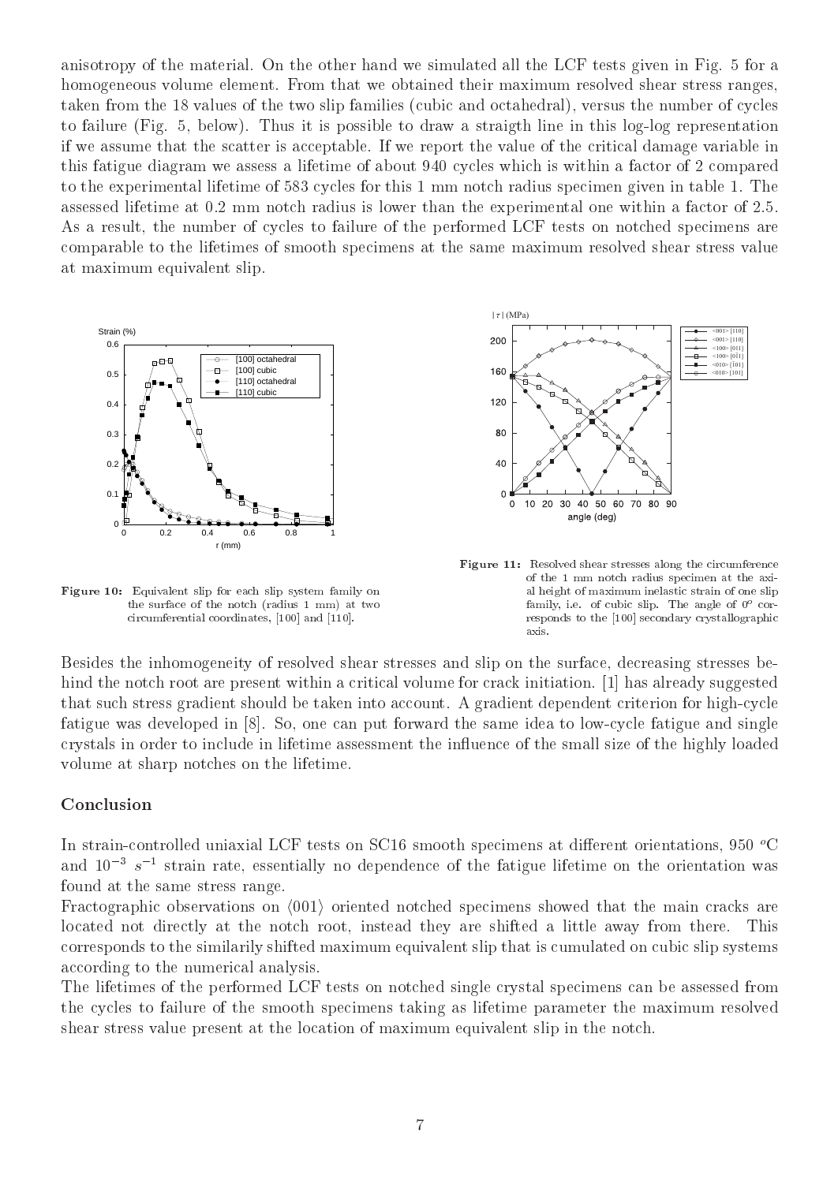anisotropy of the material. On the other hand we simulated all the LCF tests given in Fig. 5 for a homogeneous volume element. From that we obtained their maximum resolved shear stress ranges, taken from the 18 values of the two slip families (cubic and octahedral), versus the number of cycles to failure (Fig. 5, below). Thus it is possible to draw a straigth line in this log-log representation if we assume that the scatter is acceptable. If we report the value of the critical damage variable in this fatigue diagram we assess a lifetime of about 940 cycles which is within a factor of 2 compared to the experimental lifetime of 583 cycles for this 1 mm notch radius specimen given in table 1. The assessed lifetime at 0.2 mm notch radius is lower than the experimental one within a factor of 2.5. As a result, the number of cycles to failure of the performed LCF tests on notched specimens are comparable to the lifetimes of smooth specimens at the same maximum resolved shear stress value at maximum equivalent slip.

**Figure 10:** Equivalent slip for each slip system family on the surface of the notch (radius 1 mm) at two circumferential coordinates, [100] and [110].

**Figure 11:** Resolved shear stresses along the circumference of the 1 mm notch radius specimen at the axial height of maximum inelastic strain of one slip family, i.e. of cubic slip. The angle of $0^o$ corresponds to the [100] secondary crystallographic axis.

Besides the inhomogeneity of resolved shear stresses and slip on the surface, decreasing stresses behind the notch root are present within a critical volume for crack initiation. [1] has already suggested that such stress gradient should be taken into account. A gradient dependent criterion for high-cycle fatigue was developed in [8]. So, one can put forward the same idea to low-cycle fatigue and single crystals in order to include in lifetime assessment the influence of the small size of the highly loaded volume at sharp notches on the lifetime.

## Conclusion

In strain-controlled uniaxial LCF tests on SC16 smooth specimens at different orientations, 950 $^o$C and $10^{-3}$ $s^{-1}$ strain rate, essentially no dependence of the fatigue lifetime on the orientation was found at the same stress range.

Fractographic observations on $\langle 001 \rangle$ oriented notched specimens showed that the main cracks are located not directly at the notch root, instead they are shifted a little away from there. This corresponds to the similarily shifted maximum equivalent slip that is cumulated on cubic slip systems according to the numerical analysis.

The lifetimes of the performed LCF tests on notched single crystal specimens can be assessed from the cycles to failure of the smooth specimens taking as lifetime parameter the maximum resolved shear stress value present at the location of maximum equivalent slip in the notch.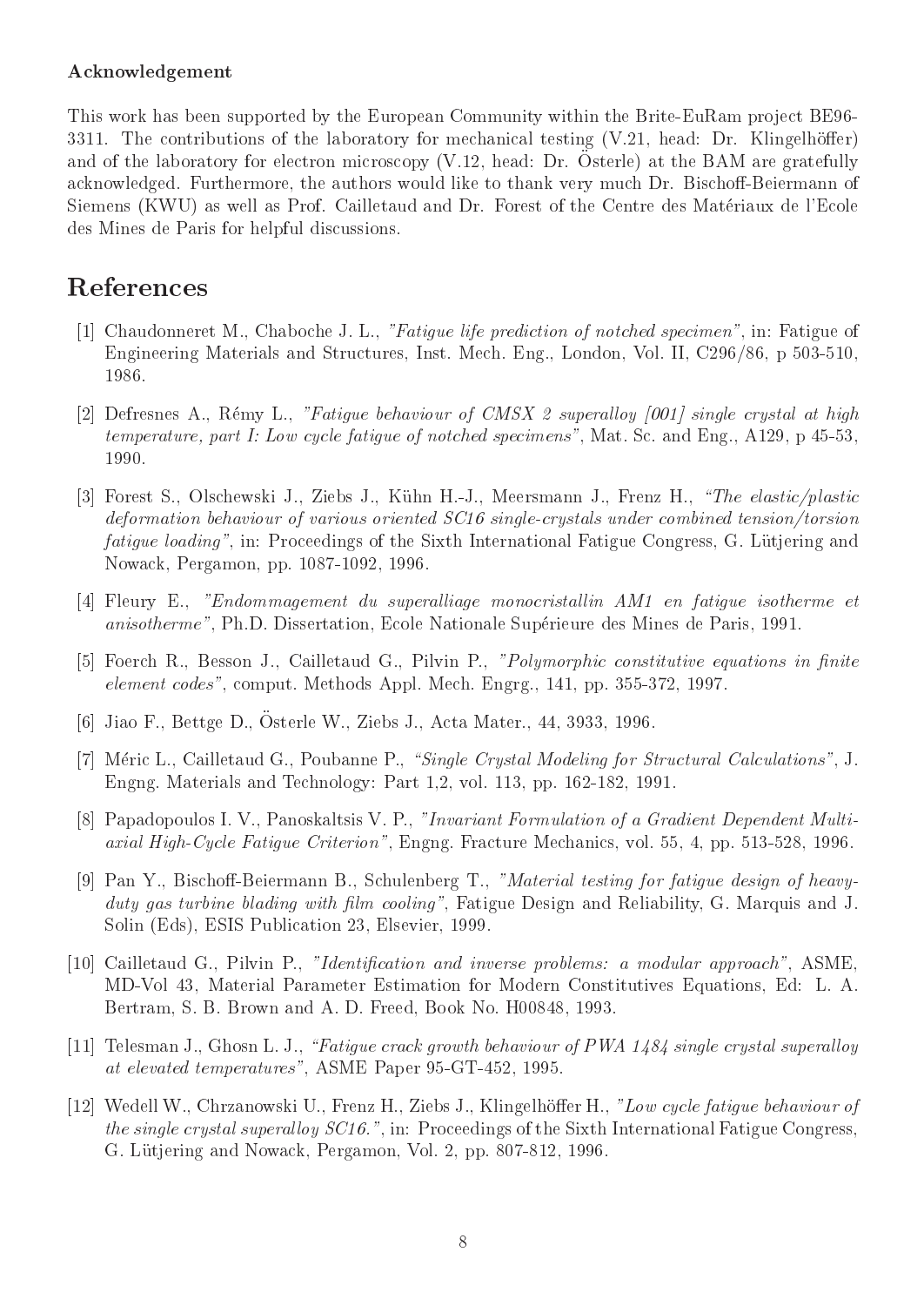### Acknowledgement

This work has been supported by the European Community within the Brite-EuRam project BE96-3311. The contributions of the laboratory for mechanical testing (V.21, head: Dr. Klingelhöffer) and of the laboratory for electron microscopy (V.12, head: Dr. Österle) at the BAM are gratefully acknowledged. Furthermore, the authors would like to thank very much Dr. Bischoff-Beiermann of Siemens (KWU) as well as Prof. Cailletaud and Dr. Forest of the Centre des Matériaux de l'Ecole des Mines de Paris for helpful discussions.

# References

[1] Chaudonneret M., Chaboche J. L., *"Fatigue life prediction of notched specimen"*, in: Fatigue of Engineering Materials and Structures, Inst. Mech. Eng., London, Vol. II, C296/86, p 503-510, 1986.

[2] Defresnes A., Rémy L., *"Fatigue behaviour of CMSX 2 superalloy [001] single crystal at high temperature, part I: Low cycle fatigue of notched specimens"*, Mat. Sc. and Eng., A129, p 45-53, 1990.

[3] Forest S., Olschewski J., Ziebs J., Kühn H.-J., Meersmann J., Frenz H., *"The elastic/plastic deformation behaviour of various oriented SC16 single-crystals under combined tension/torsion fatigue loading"*, in: Proceedings of the Sixth International Fatigue Congress, G. Lütjering and Nowack, Pergamon, pp. 1087-1092, 1996.

[4] Fleury E., *"Endommagement du superalliage monocristallin AM1 en fatigue isotherme et anisotherme"*, Ph.D. Dissertation, Ecole Nationale Supérieure des Mines de Paris, 1991.

[5] Foerch R., Besson J., Cailletaud G., Pilvin P., *"Polymorphic constitutive equations in finite element codes"*, comput. Methods Appl. Mech. Engrg., 141, pp. 355-372, 1997.

[6] Jiao F., Bettge D., Österle W., Ziebs J., Acta Mater., 44, 3933, 1996.

[7] Méric L., Cailletaud G., Poubanne P., *"Single Crystal Modeling for Structural Calculations"*, J. Engng. Materials and Technology: Part 1,2, vol. 113, pp. 162-182, 1991.

[8] Papadopoulos I. V., Panoskaltsis V. P., *"Invariant Formulation of a Gradient Dependent Multiaxial High-Cycle Fatigue Criterion"*, Engng. Fracture Mechanics, vol. 55, 4, pp. 513-528, 1996.

[9] Pan Y., Bischoff-Beiermann B., Schulenberg T., *"Material testing for fatigue design of heavy-duty gas turbine blading with film cooling"*, Fatigue Design and Reliability, G. Marquis and J. Solin (Eds), ESIS Publication 23, Elsevier, 1999.

[10] Cailletaud G., Pilvin P., *"Identification and inverse problems: a modular approach"*, ASME, MD-Vol 43, Material Parameter Estimation for Modern Constitutives Equations, Ed: L. A. Bertram, S. B. Brown and A. D. Freed, Book No. H00848, 1993.

[11] Telesman J., Ghosn L. J., *"Fatigue crack growth behaviour of PWA 1484 single crystal superalloy at elevated temperatures"*, ASME Paper 95-GT-452, 1995.

[12] Wedell W., Chrzanowski U., Frenz H., Ziebs J., Klingelhöffer H., *"Low cycle fatigue behaviour of the single crystal superalloy SC16."*, in: Proceedings of the Sixth International Fatigue Congress, G. Lütjering and Nowack, Pergamon, Vol. 2, pp. 807-812, 1996.